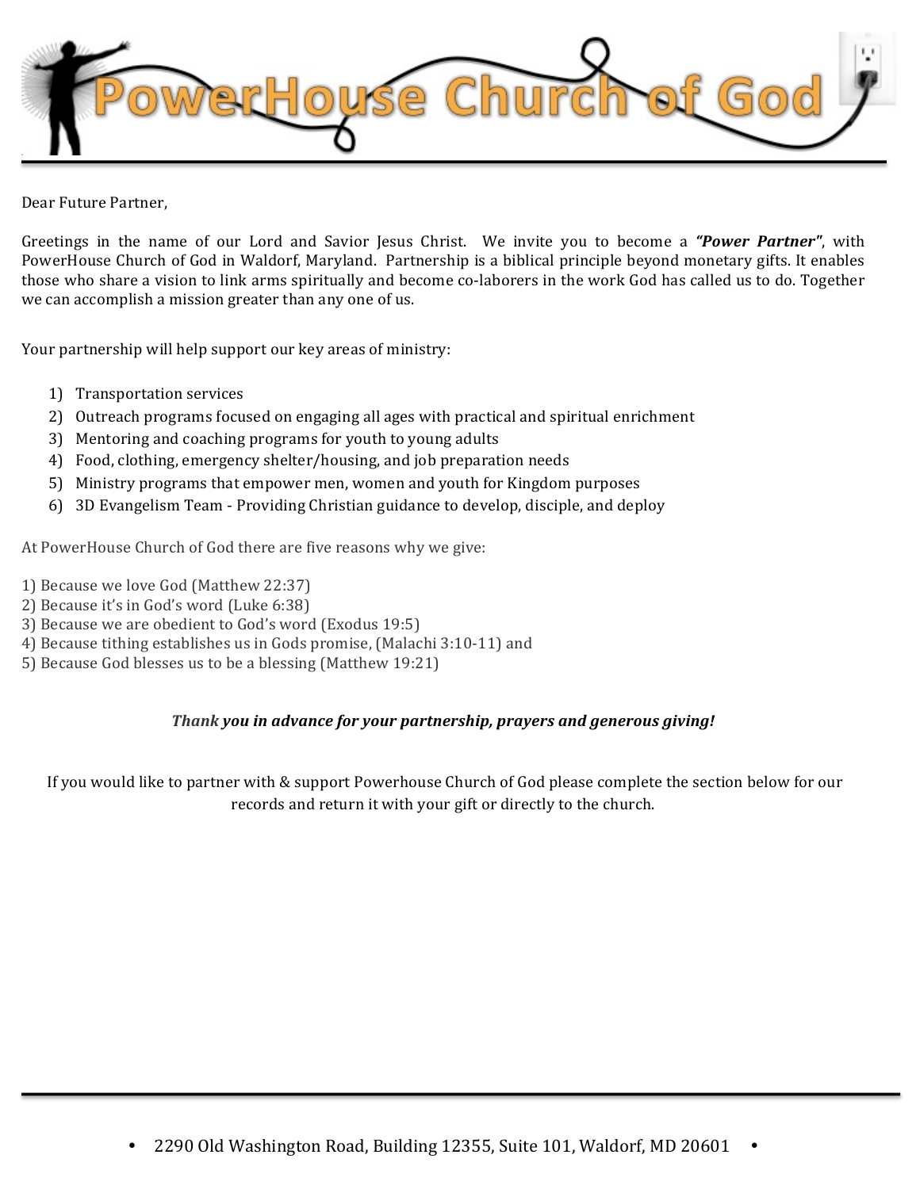# PowerHouse Church of God

Dear Future Partner,

Greetings in the name of our Lord and Savior Jesus Christ. We invite you to become a ***"Power Partner"***, with PowerHouse Church of God in Waldorf, Maryland. Partnership is a biblical principle beyond monetary gifts. It enables those who share a vision to link arms spiritually and become co-laborers in the work God has called us to do. Together we can accomplish a mission greater than any one of us.

Your partnership will help support our key areas of ministry:

1) Transportation services
2) Outreach programs focused on engaging all ages with practical and spiritual enrichment
3) Mentoring and coaching programs for youth to young adults
4) Food, clothing, emergency shelter/housing, and job preparation needs
5) Ministry programs that empower men, women and youth for Kingdom purposes
6) 3D Evangelism Team - Providing Christian guidance to develop, disciple, and deploy

At PowerHouse Church of God there are five reasons why we give:

1) Because we love God (Matthew 22:37)
2) Because it's in God's word (Luke 6:38)
3) Because we are obedient to God's word (Exodus 19:5)
4) Because tithing establishes us in Gods promise, (Malachi 3:10-11) and
5) Because God blesses us to be a blessing (Matthew 19:21)

***Thank you in advance for your partnership, prayers and generous giving!***

If you would like to partner with & support Powerhouse Church of God please complete the section below for our records and return it with your gift or directly to the church.

• 2290 Old Washington Road, Building 12355, Suite 101, Waldorf, MD 20601 •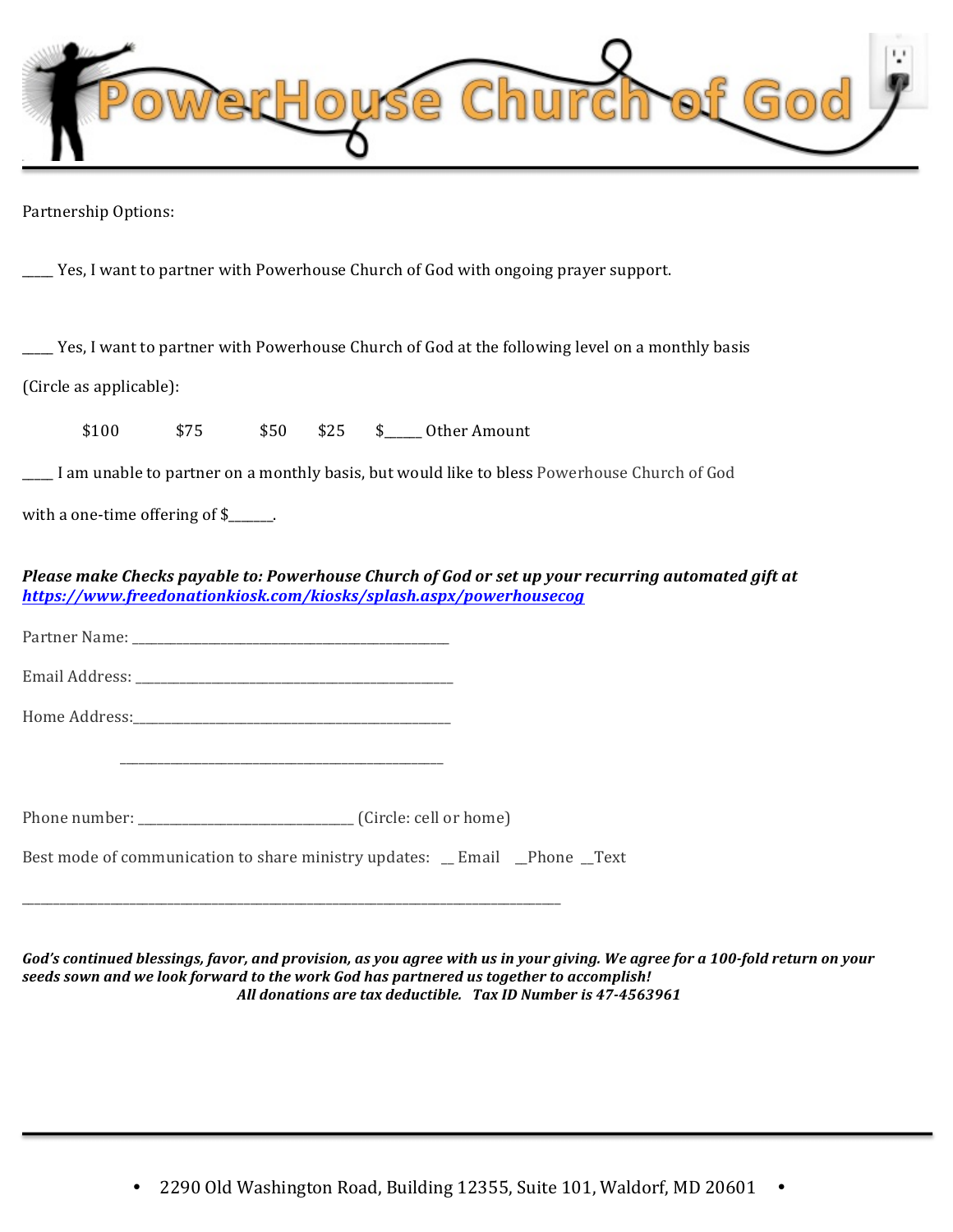# PowerHouse Church of God

Partnership Options:

____ Yes, I want to partner with Powerhouse Church of God with ongoing prayer support.

____ Yes, I want to partner with Powerhouse Church of God at the following level on a monthly basis

(Circle as applicable):

$100   $75   $50   $25   $____ Other Amount

____ I am unable to partner on a monthly basis, but would like to bless Powerhouse Church of God

with a one-time offering of $______.

***Please make Checks payable to: Powerhouse Church of God or set up your recurring automated gift at https://www.freedonationkiosk.com/kiosks/splash.aspx/powerhousecog***

Partner Name: ____________________________________________

Email Address: ____________________________________________

Home Address:____________________________________________

____________________________________________

Phone number: ____________________________ (Circle: cell or home)

Best mode of communication to share ministry updates: __ Email __Phone __Text

___________________________________________________________________________

***God's continued blessings, favor, and provision, as you agree with us in your giving. We agree for a 100-fold return on your seeds sown and we look forward to the work God has partnered us together to accomplish!***
***All donations are tax deductible. Tax ID Number is 47-4563961***

• 2290 Old Washington Road, Building 12355, Suite 101, Waldorf, MD 20601 •